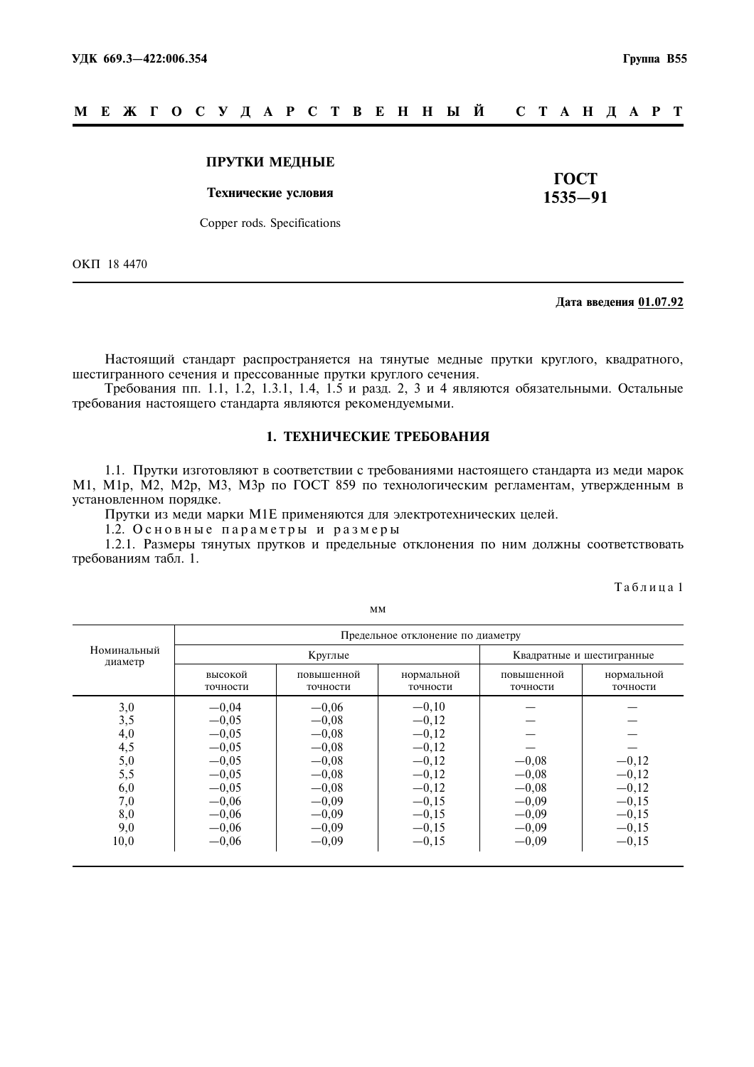УДК 669.3—422:006.354 **Группа В55**

**М Е Ж Г О С У Д А Р С Т В Е Н Н Ы Й С Т А Н Д А Р Т**

# ПРУТКИ МЕДНЫЕ

**Технические условия**

Copper rods. Specifications

**ГОСТ 1535—91**

ОКП 18 4470

**Дата введения 01.07.92**

Настоящий стандарт распространяется на тянутые медные прутки круглого, квадратного, шестигранного сечения и прессованные прутки круглого сечения.

Требования пп. 1.1, 1.2, 1.3.1, 1.4, 1.5 и разд. 2, 3 и 4 являются обязательными. Остальные требования настоящего стандарта являются рекомендуемыми.

## 1. ТЕХНИЧЕСКИЕ ТРЕБОВАНИЯ

1.1. Прутки изготовляют в соответствии с требованиями настоящего стандарта из меди марок М1, М1р, М2, М2р, М3, М3р по ГОСТ 859 по технологическим регламентам, утвержденным в установленном порядке.

Прутки из меди марки М1Е применяются для электротехнических целей.

1.2. Основные параметры и размеры

1.2.1. Размеры тянутых прутков и предельные отклонения по ним должны соответствовать требованиям табл. 1.

Таблица 1

мм

| Номинальный диаметр | Предельное отклонение по диаметру | | | | |
|---|---|---|---|---|---|
| | Круглые | | | Квадратные и шестигранные | |
| | высокой точности | повышенной точности | нормальной точности | повышенной точности | нормальной точности |
| 3,0 | —0,04 | —0,06 | —0,10 | — | — |
| 3,5 | —0,05 | —0,08 | —0,12 | — | — |
| 4,0 | —0,05 | —0,08 | —0,12 | — | — |
| 4,5 | —0,05 | —0,08 | —0,12 | — | — |
| 5,0 | —0,05 | —0,08 | —0,12 | —0,08 | —0,12 |
| 5,5 | —0,05 | —0,08 | —0,12 | —0,08 | —0,12 |
| 6,0 | —0,05 | —0,08 | —0,12 | —0,08 | —0,12 |
| 7,0 | —0,06 | —0,09 | —0,15 | —0,09 | —0,15 |
| 8,0 | —0,06 | —0,09 | —0,15 | —0,09 | —0,15 |
| 9,0 | —0,06 | —0,09 | —0,15 | —0,09 | —0,15 |
| 10,0 | —0,06 | —0,09 | —0,15 | —0,09 | —0,15 |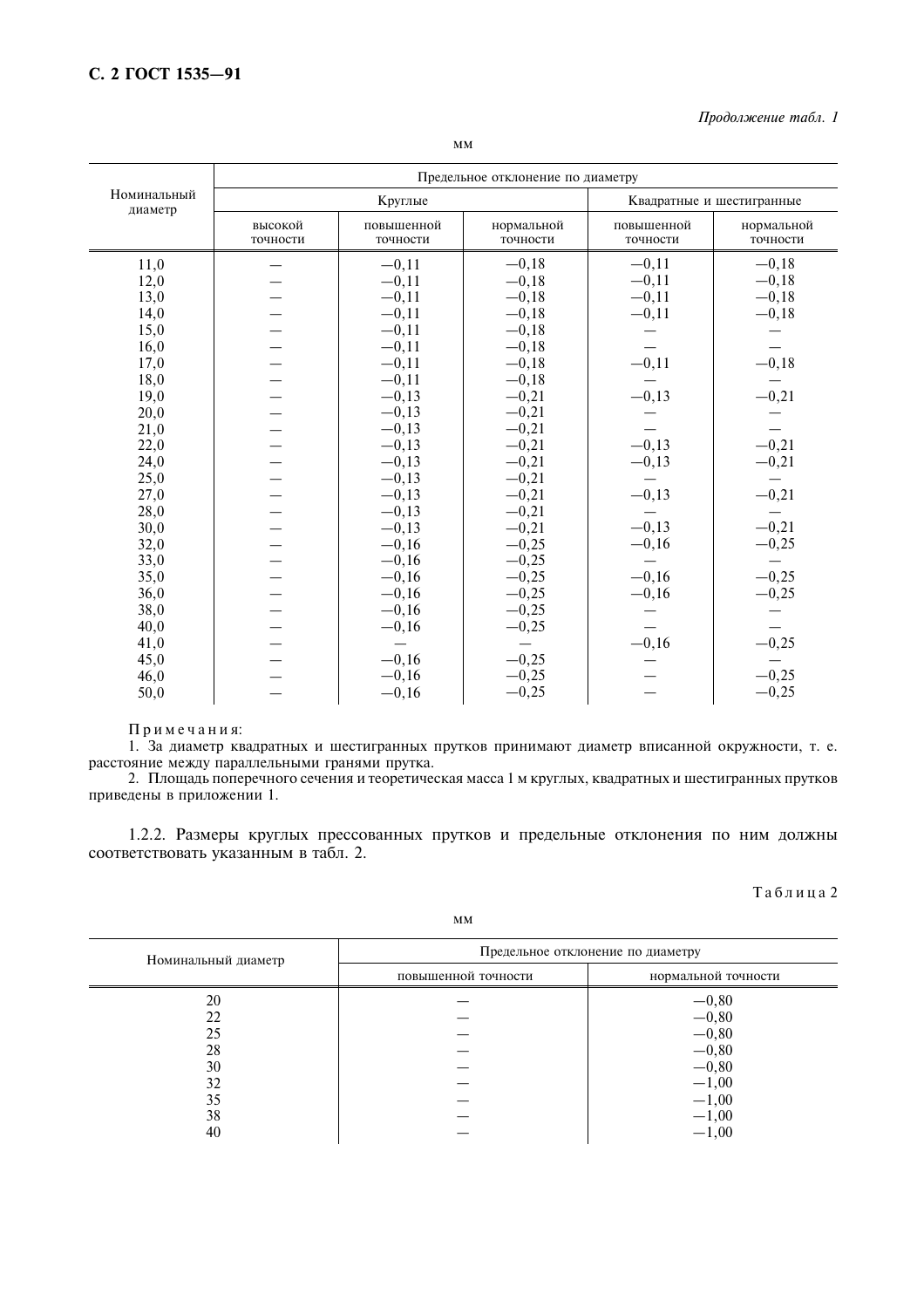*Продолжение табл. 1*

мм

| Номинальный диаметр | Предельное отклонение по диаметру | | | | |
|---|---|---|---|---|---|
| | Круглые | | | Квадратные и шестигранные | |
| | высокой точности | повышенной точности | нормальной точности | повышенной точности | нормальной точности |
| 11,0 | — | −0,11 | −0,18 | −0,11 | −0,18 |
| 12,0 | — | −0,11 | −0,18 | −0,11 | −0,18 |
| 13,0 | — | −0,11 | −0,18 | −0,11 | −0,18 |
| 14,0 | — | −0,11 | −0,18 | −0,11 | −0,18 |
| 15,0 | — | −0,11 | −0,18 | — | — |
| 16,0 | — | −0,11 | −0,18 | — | — |
| 17,0 | — | −0,11 | −0,18 | −0,11 | −0,18 |
| 18,0 | — | −0,11 | −0,18 | — | — |
| 19,0 | — | −0,13 | −0,21 | −0,13 | −0,21 |
| 20,0 | — | −0,13 | −0,21 | — | — |
| 21,0 | — | −0,13 | −0,21 | — | — |
| 22,0 | — | −0,13 | −0,21 | −0,13 | −0,21 |
| 24,0 | — | −0,13 | −0,21 | −0,13 | −0,21 |
| 25,0 | — | −0,13 | −0,21 | — | — |
| 27,0 | — | −0,13 | −0,21 | −0,13 | −0,21 |
| 28,0 | — | −0,13 | −0,21 | — | — |
| 30,0 | — | −0,13 | −0,21 | −0,13 | −0,21 |
| 32,0 | — | −0,16 | −0,25 | −0,16 | −0,25 |
| 33,0 | — | −0,16 | −0,25 | — | — |
| 35,0 | — | −0,16 | −0,25 | −0,16 | −0,25 |
| 36,0 | — | −0,16 | −0,25 | −0,16 | −0,25 |
| 38,0 | — | −0,16 | −0,25 | — | — |
| 40,0 | — | −0,16 | −0,25 | — | — |
| 41,0 | — | — | — | −0,16 | −0,25 |
| 45,0 | — | −0,16 | −0,25 | — | — |
| 46,0 | — | −0,16 | −0,25 | — | −0,25 |
| 50,0 | — | −0,16 | −0,25 | — | −0,25 |

Примечания:

1. За диаметр квадратных и шестигранных прутков принимают диаметр вписанной окружности, т. е. расстояние между параллельными гранями прутка.
2. Площадь поперечного сечения и теоретическая масса 1 м круглых, квадратных и шестигранных прутков приведены в приложении 1.

1.2.2. Размеры круглых прессованных прутков и предельные отклонения по ним должны соответствовать указанным в табл. 2.

Таблица 2

мм

| Номинальный диаметр | Предельное отклонение по диаметру | |
|---|---|---|
| | повышенной точности | нормальной точности |
| 20 | — | −0,80 |
| 22 | — | −0,80 |
| 25 | — | −0,80 |
| 28 | — | −0,80 |
| 30 | — | −0,80 |
| 32 | — | −1,00 |
| 35 | — | −1,00 |
| 38 | — | −1,00 |
| 40 | — | −1,00 |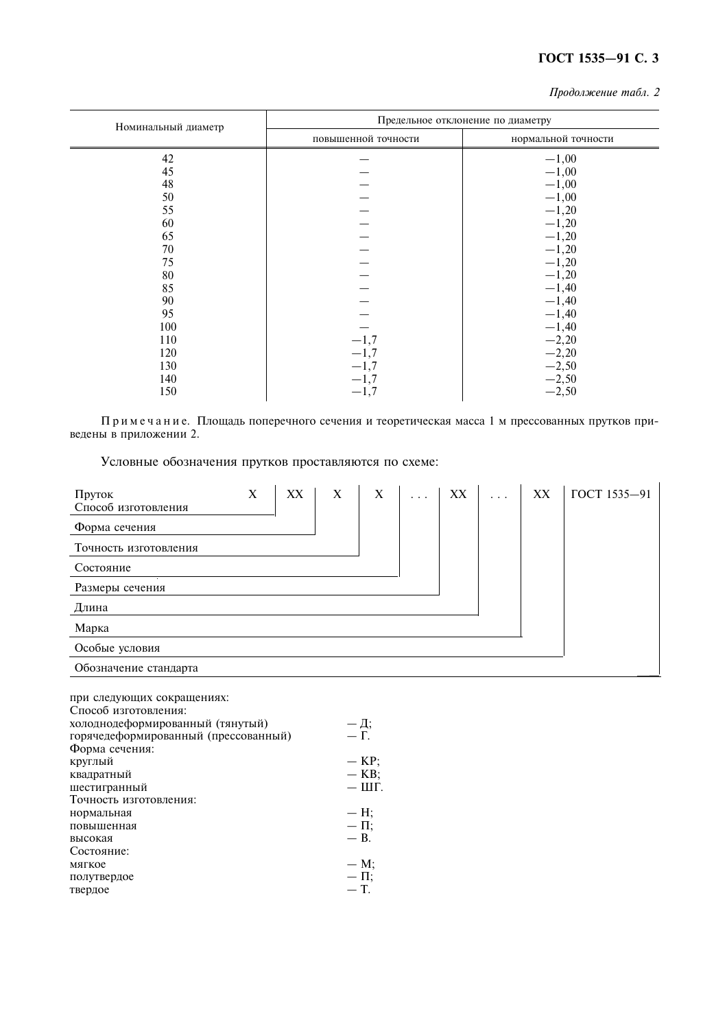*Продолжение табл. 2*

| Номинальный диаметр | Предельное отклонение по диаметру | |
|---|---|---|
| | повышенной точности | нормальной точности |
| 42 | — | −1,00 |
| 45 | — | −1,00 |
| 48 | — | −1,00 |
| 50 | — | −1,00 |
| 55 | — | −1,20 |
| 60 | — | −1,20 |
| 65 | — | −1,20 |
| 70 | — | −1,20 |
| 75 | — | −1,20 |
| 80 | — | −1,20 |
| 85 | — | −1,40 |
| 90 | — | −1,40 |
| 95 | — | −1,40 |
| 100 | — | −1,40 |
| 110 | −1,7 | −2,20 |
| 120 | −1,7 | −2,20 |
| 130 | −1,7 | −2,50 |
| 140 | −1,7 | −2,50 |
| 150 | −1,7 | −2,50 |

Примечание. Площадь поперечного сечения и теоретическая масса 1 м прессованных прутков приведены в приложении 2.

Условные обозначения прутков проставляются по схеме:

```
Пруток                      Х   ХХ   Х   Х   ...   ХХ   ...   ХХ   ГОСТ 1535—91
Способ изготовления
Форма сечения
Точность изготовления
Состояние
Размеры сечения
Длина
Марка
Особые условия
Обозначение стандарта
```

при следующих сокращениях:

Способ изготовления:
холоднодеформированный (тянутый) — Д;
горячедеформированный (прессованный) — Г.

Форма сечения:
круглый — КР;
квадратный — КВ;
шестигранный — ШГ.

Точность изготовления:
нормальная — Н;
повышенная — П;
высокая — В.

Состояние:
мягкое — М;
полутвердое — П;
твердое — Т.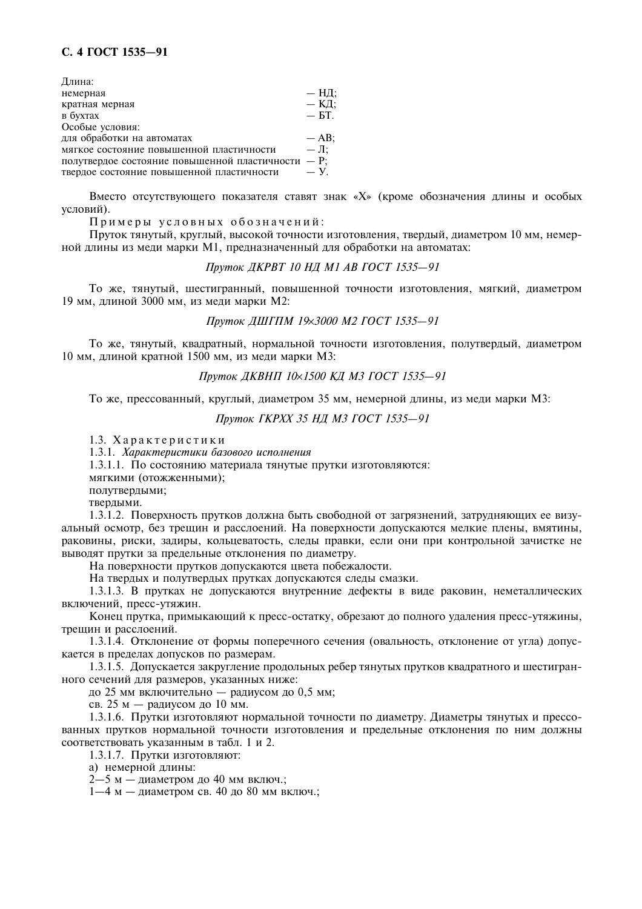Длина:

| | |
|---|---|
| немерная | — НД; |
| кратная мерная | — КД; |
| в бухтах | — БТ. |
| Особые условия: | |
| для обработки на автоматах | — АВ; |
| мягкое состояние повышенной пластичности | — Л; |
| полутвердое состояние повышенной пластичности | — Р; |
| твердое состояние повышенной пластичности | — У. |

Вместо отсутствующего показателя ставят знак «Х» (кроме обозначения длины и особых условий).

Примеры условных обозначений:

Пруток тянутый, круглый, высокой точности изготовления, твердый, диаметром 10 мм, немерной длины из меди марки М1, предназначенный для обработки на автоматах:

*Пруток ДКРВТ 10 НД М1 АВ ГОСТ 1535—91*

То же, тянутый, шестигранный, повышенной точности изготовления, мягкий, диаметром 19 мм, длиной 3000 мм, из меди марки М2:

*Пруток ДШГПМ 19×3000 М2 ГОСТ 1535—91*

То же, тянутый, квадратный, нормальной точности изготовления, полутвердый, диаметром 10 мм, длиной кратной 1500 мм, из меди марки М3:

*Пруток ДКВНП 10×1500 КД М3 ГОСТ 1535—91*

То же, прессованный, круглый, диаметром 35 мм, немерной длины, из меди марки М3:

*Пруток ГКРХХ 35 НД М3 ГОСТ 1535—91*

1.3. Характеристики

1.3.1. *Характеристики базового исполнения*

1.3.1.1. По состоянию материала тянутые прутки изготовляются:

мягкими (отожженными);

полутвердыми;

твердыми.

1.3.1.2. Поверхность прутков должна быть свободной от загрязнений, затрудняющих ее визуальный осмотр, без трещин и расслоений. На поверхности допускаются мелкие плены, вмятины, раковины, риски, задиры, кольцеватость, следы правки, если они при контрольной зачистке не выводят прутки за предельные отклонения по диаметру.

На поверхности прутков допускаются цвета побежалости.

На твердых и полутвердых прутках допускаются следы смазки.

1.3.1.3. В прутках не допускаются внутренние дефекты в виде раковин, неметаллических включений, пресс-утяжин.

Конец прутка, примыкающий к пресс-остатку, обрезают до полного удаления пресс-утяжины, трещин и расслоений.

1.3.1.4. Отклонение от формы поперечного сечения (овальность, отклонение от угла) допускается в пределах допусков по размерам.

1.3.1.5. Допускается закругление продольных ребер тянутых прутков квадратного и шестигранного сечений для размеров, указанных ниже:

до 25 мм включительно — радиусом до 0,5 мм;

св. 25 м — радиусом до 10 мм.

1.3.1.6. Прутки изготовляют нормальной точности по диаметру. Диаметры тянутых и прессованных прутков нормальной точности изготовления и предельные отклонения по ним должны соответствовать указанным в табл. 1 и 2.

1.3.1.7. Прутки изготовляют:

а) немерной длины:

2—5 м — диаметром до 40 мм включ.;

1—4 м — диаметром св. 40 до 80 мм включ.;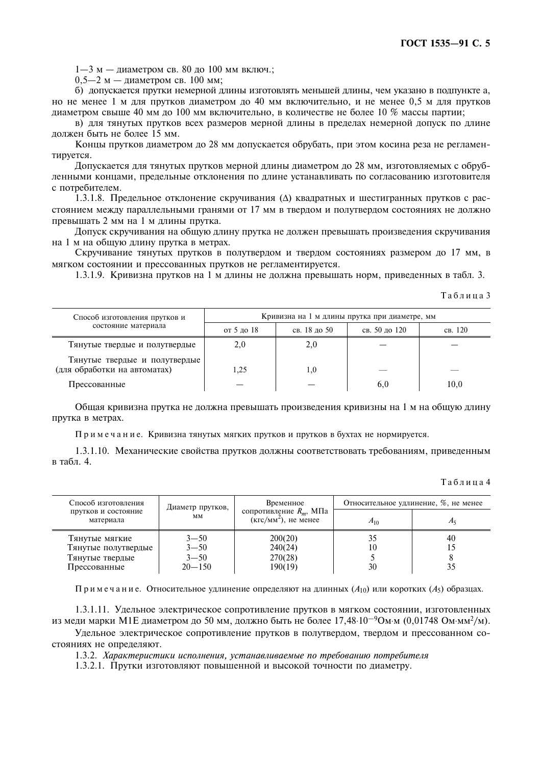1—3 м — диаметром св. 80 до 100 мм включ.;

0,5—2 м — диаметром св. 100 мм;

б) допускается прутки немерной длины изготовлять меньшей длины, чем указано в подпункте а, но не менее 1 м для прутков диаметром до 40 мм включительно, и не менее 0,5 м для прутков диаметром свыше 40 мм до 100 мм включительно, в количестве не более 10 % массы партии;

в) для тянутых прутков всех размеров мерной длины в пределах немерной допуск по длине должен быть не более 15 мм.

Концы прутков диаметром до 28 мм допускается обрубать, при этом косина реза не регламентируется.

Допускается для тянутых прутков мерной длины диаметром до 28 мм, изготовляемых с обрубленными концами, предельные отклонения по длине устанавливать по согласованию изготовителя с потребителем.

1.3.1.8. Предельное отклонение скручивания (Δ) квадратных и шестигранных прутков с расстоянием между параллельными гранями от 17 мм в твердом и полутвердом состояниях не должно превышать 2 мм на 1 м длины прутка.

Допуск скручивания на общую длину прутка не должен превышать произведения скручивания на 1 м на общую длину прутка в метрах.

Скручивание тянутых прутков в полутвердом и твердом состояниях размером до 17 мм, в мягком состоянии и прессованных прутков не регламентируется.

1.3.1.9. Кривизна прутков на 1 м длины не должна превышать норм, приведенных в табл. 3.

Таблица 3

| Способ изготовления прутков и состояние материала | Кривизна на 1 м длины прутка при диаметре, мм | | | |
|---|---|---|---|---|
| | от 5 до 18 | св. 18 до 50 | св. 50 до 120 | св. 120 |
| Тянутые твердые и полутвердые | 2,0 | 2,0 | — | — |
| Тянутые твердые и полутвердые (для обработки на автоматах) | 1,25 | 1,0 | — | — |
| Прессованные | — | — | 6,0 | 10,0 |

Общая кривизна прутка не должна превышать произведения кривизны на 1 м на общую длину прутка в метрах.

Примечание. Кривизна тянутых мягких прутков и прутков в бухтах не нормируется.

1.3.1.10. Механические свойства прутков должны соответствовать требованиям, приведенным в табл. 4.

Таблица 4

| Способ изготовления прутков и состояние материала | Диаметр прутков, мм | Временное сопротивление $R_m$, МПа (кгс/мм$^2$), не менее | Относительное удлинение, %, не менее | |
|---|---|---|---|---|
| | | | $A_{10}$ | $A_5$ |
| Тянутые мягкие | 3—50 | 200(20) | 35 | 40 |
| Тянутые полутвердые | 3—50 | 240(24) | 10 | 15 |
| Тянутые твердые | 3—50 | 270(28) | 5 | 8 |
| Прессованные | 20—150 | 190(19) | 30 | 35 |

Примечание. Относительное удлинение определяют на длинных ($A_{10}$) или коротких ($A_5$) образцах.

1.3.1.11. Удельное электрическое сопротивление прутков в мягком состоянии, изготовленных из меди марки М1Е диаметром до 50 мм, должно быть не более $17{,}48 \cdot 10^{-9}$ Ом·м (0,01748 Ом·мм$^2$/м).

Удельное электрическое сопротивление прутков в полутвердом, твердом и прессованном состояниях не определяют.

1.3.2. *Характеристики исполнения, устанавливаемые по требованию потребителя*

1.3.2.1. Прутки изготовляют повышенной и высокой точности по диаметру.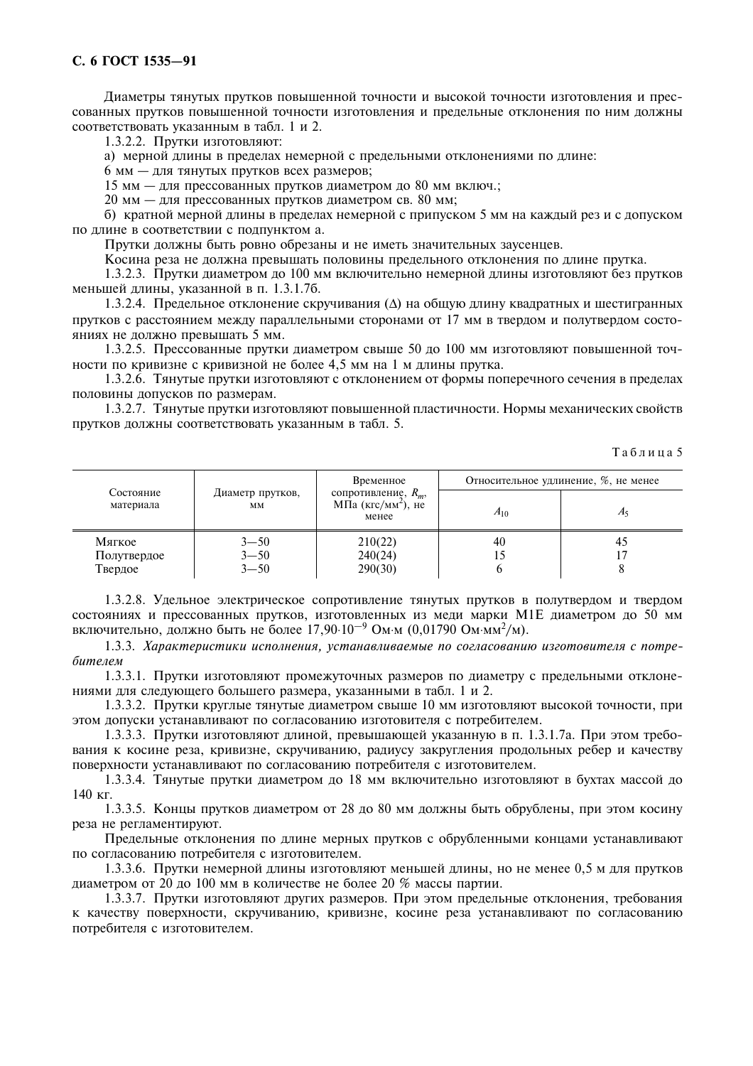Диаметры тянутых прутков повышенной точности и высокой точности изготовления и прессованных прутков повышенной точности изготовления и предельные отклонения по ним должны соответствовать указанным в табл. 1 и 2.

1.3.2.2. Прутки изготовляют:

а) мерной длины в пределах немерной с предельными отклонениями по длине:

6 мм — для тянутых прутков всех размеров;

15 мм — для прессованных прутков диаметром до 80 мм включ.;

20 мм — для прессованных прутков диаметром св. 80 мм;

б) кратной мерной длины в пределах немерной с припуском 5 мм на каждый рез и с допуском по длине в соответствии с подпунктом а.

Прутки должны быть ровно обрезаны и не иметь значительных заусенцев.

Косина реза не должна превышать половины предельного отклонения по длине прутка.

1.3.2.3. Прутки диаметром до 100 мм включительно немерной длины изготовляют без прутков меньшей длины, указанной в п. 1.3.1.7б.

1.3.2.4. Предельное отклонение скручивания (Δ) на общую длину квадратных и шестигранных прутков с расстоянием между параллельными сторонами от 17 мм в твердом и полутвердом состояниях не должно превышать 5 мм.

1.3.2.5. Прессованные прутки диаметром свыше 50 до 100 мм изготовляют повышенной точности по кривизне с кривизной не более 4,5 мм на 1 м длины прутка.

1.3.2.6. Тянутые прутки изготовляют с отклонением от формы поперечного сечения в пределах половины допусков по размерам.

1.3.2.7. Тянутые прутки изготовляют повышенной пластичности. Нормы механических свойств прутков должны соответствовать указанным в табл. 5.

Таблица 5

| Состояние материала | Диаметр прутков, мм | Временное сопротивление, $R_m$, МПа (кгс/мм$^2$), не менее | Относительное удлинение, %, не менее | |
|---|---|---|---|---|
| | | | $A_{10}$ | $A_5$ |
| Мягкое | 3—50 | 210(22) | 40 | 45 |
| Полутвердое | 3—50 | 240(24) | 15 | 17 |
| Твердое | 3—50 | 290(30) | 6 | 8 |

1.3.2.8. Удельное электрическое сопротивление тянутых прутков в полутвердом и твердом состояниях и прессованных прутков, изготовленных из меди марки М1Е диаметром до 50 мм включительно, должно быть не более $17{,}90 \cdot 10^{-9}$ Ом·м (0,01790 Ом·мм$^2$/м).

1.3.3. *Характеристики исполнения, устанавливаемые по согласованию изготовителя с потребителем*

1.3.3.1. Прутки изготовляют промежуточных размеров по диаметру с предельными отклонениями для следующего большего размера, указанными в табл. 1 и 2.

1.3.3.2. Прутки круглые тянутые диаметром свыше 10 мм изготовляют высокой точности, при этом допуски устанавливают по согласованию изготовителя с потребителем.

1.3.3.3. Прутки изготовляют длиной, превышающей указанную в п. 1.3.1.7а. При этом требования к косине реза, кривизне, скручиванию, радиусу закругления продольных ребер и качеству поверхности устанавливают по согласованию потребителя с изготовителем.

1.3.3.4. Тянутые прутки диаметром до 18 мм включительно изготовляют в бухтах массой до 140 кг.

1.3.3.5. Концы прутков диаметром от 28 до 80 мм должны быть обрублены, при этом косину реза не регламентируют.

Предельные отклонения по длине мерных прутков с обрубленными концами устанавливают по согласованию потребителя с изготовителем.

1.3.3.6. Прутки немерной длины изготовляют меньшей длины, но не менее 0,5 м для прутков диаметром от 20 до 100 мм в количестве не более 20 % массы партии.

1.3.3.7. Прутки изготовляют других размеров. При этом предельные отклонения, требования к качеству поверхности, скручиванию, кривизне, косине реза устанавливают по согласованию потребителя с изготовителем.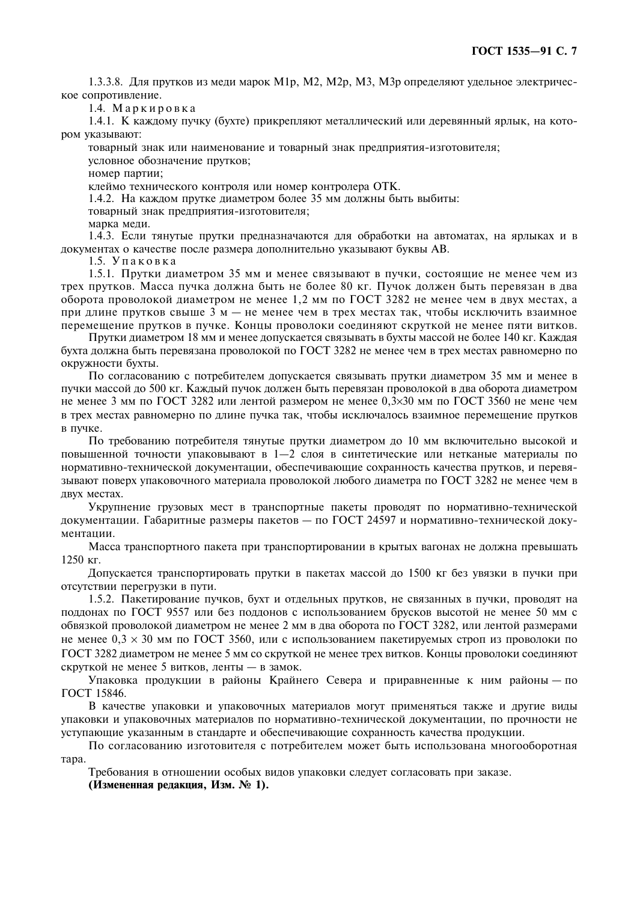1.3.3.8. Для прутков из меди марок М1р, М2, М2р, М3, М3р определяют удельное электрическое сопротивление.

1.4. Маркировка

1.4.1. К каждому пучку (бухте) прикрепляют металлический или деревянный ярлык, на котором указывают:

товарный знак или наименование и товарный знак предприятия-изготовителя;

условное обозначение прутков;

номер партии;

клеймо технического контроля или номер контролера ОТК.

1.4.2. На каждом прутке диаметром более 35 мм должны быть выбиты:

товарный знак предприятия-изготовителя;

марка меди.

1.4.3. Если тянутые прутки предназначаются для обработки на автоматах, на ярлыках и в документах о качестве после размера дополнительно указывают буквы АВ.

1.5. Упаковка

1.5.1. Прутки диаметром 35 мм и менее связывают в пучки, состоящие не менее чем из трех прутков. Масса пучка должна быть не более 80 кг. Пучок должен быть перевязан в два оборота проволокой диаметром не менее 1,2 мм по ГОСТ 3282 не менее чем в двух местах, а при длине прутков свыше 3 м — не менее чем в трех местах так, чтобы исключить взаимное перемещение прутков в пучке. Концы проволоки соединяют скруткой не менее пяти витков.

Прутки диаметром 18 мм и менее допускается связывать в бухты массой не более 140 кг. Каждая бухта должна быть перевязана проволокой по ГОСТ 3282 не менее чем в трех местах равномерно по окружности бухты.

По согласованию с потребителем допускается связывать прутки диаметром 35 мм и менее в пучки массой до 500 кг. Каждый пучок должен быть перевязан проволокой в два оборота диаметром не менее 3 мм по ГОСТ 3282 или лентой размером не менее 0,3×30 мм по ГОСТ 3560 не мене чем в трех местах равномерно по длине пучка так, чтобы исключалось взаимное перемещение прутков в пучке.

По требованию потребителя тянутые прутки диаметром до 10 мм включительно высокой и повышенной точности упаковывают в 1—2 слоя в синтетические или нетканые материалы по нормативно-технической документации, обеспечивающие сохранность качества прутков, и перевязывают поверх упаковочного материала проволокой любого диаметра по ГОСТ 3282 не менее чем в двух местах.

Укрупнение грузовых мест в транспортные пакеты проводят по нормативно-технической документации. Габаритные размеры пакетов — по ГОСТ 24597 и нормативно-технической документации.

Масса транспортного пакета при транспортировании в крытых вагонах не должна превышать 1250 кг.

Допускается транспортировать прутки в пакетах массой до 1500 кг без увязки в пучки при отсутствии перегрузки в пути.

1.5.2. Пакетирование пучков, бухт и отдельных прутков, не связанных в пучки, проводят на поддонах по ГОСТ 9557 или без поддонов с использованием брусков высотой не менее 50 мм с обвязкой проволокой диаметром не менее 2 мм в два оборота по ГОСТ 3282, или лентой размерами не менее 0,3 × 30 мм по ГОСТ 3560, или с использованием пакетируемых строп из проволоки по ГОСТ 3282 диаметром не менее 5 мм со скруткой не менее трех витков. Концы проволоки соединяют скруткой не менее 5 витков, ленты — в замок.

Упаковка продукции в районы Крайнего Севера и приравненные к ним районы — по ГОСТ 15846.

В качестве упаковки и упаковочных материалов могут применяться также и другие виды упаковки и упаковочных материалов по нормативно-технической документации, по прочности не уступающие указанным в стандарте и обеспечивающие сохранность качества продукции.

По согласованию изготовителя с потребителем может быть использована многооборотная тара.

Требования в отношении особых видов упаковки следует согласовать при заказе.

**(Измененная редакция, Изм. № 1).**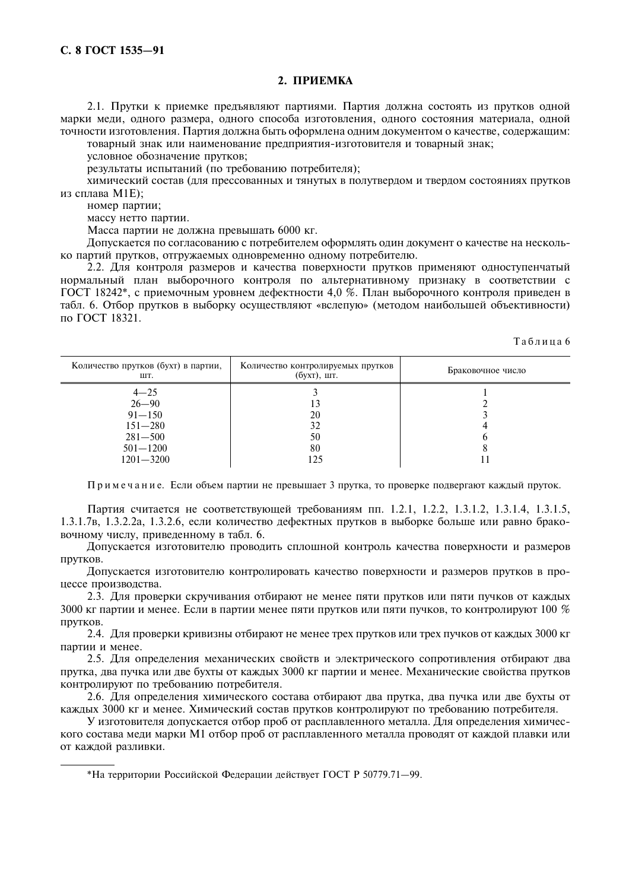## 2. ПРИЕМКА

2.1. Прутки к приемке предъявляют партиями. Партия должна состоять из прутков одной марки меди, одного размера, одного способа изготовления, одного состояния материала, одной точности изготовления. Партия должна быть оформлена одним документом о качестве, содержащим:

товарный знак или наименование предприятия-изготовителя и товарный знак;

условное обозначение прутков;

результаты испытаний (по требованию потребителя);

химический состав (для прессованных и тянутых в полутвердом и твердом состояниях прутков из сплава М1Е);

номер партии;

массу нетто партии.

Масса партии не должна превышать 6000 кг.

Допускается по согласованию с потребителем оформлять один документ о качестве на несколько партий прутков, отгружаемых одновременно одному потребителю.

2.2. Для контроля размеров и качества поверхности прутков применяют одноступенчатый нормальный план выборочного контроля по альтернативному признаку в соответствии с ГОСТ 18242*, с приемочным уровнем дефектности 4,0 %. План выборочного контроля приведен в табл. 6. Отбор прутков в выборку осуществляют «вслепую» (методом наибольшей объективности) по ГОСТ 18321.

Таблица 6

| Количество прутков (бухт) в партии, шт. | Количество контролируемых прутков (бухт), шт. | Браковочное число |
|---|---|---|
| 4—25 | 3 | 1 |
| 26—90 | 13 | 2 |
| 91—150 | 20 | 3 |
| 151—280 | 32 | 4 |
| 281—500 | 50 | 6 |
| 501—1200 | 80 | 8 |
| 1201—3200 | 125 | 11 |

Примечание. Если объем партии не превышает 3 прутка, то проверке подвергают каждый пруток.

Партия считается не соответствующей требованиям пп. 1.2.1, 1.2.2, 1.3.1.2, 1.3.1.4, 1.3.1.5, 1.3.1.7в, 1.3.2.2а, 1.3.2.6, если количество дефектных прутков в выборке больше или равно браковочному числу, приведенному в табл. 6.

Допускается изготовителю проводить сплошной контроль качества поверхности и размеров прутков.

Допускается изготовителю контролировать качество поверхности и размеров прутков в процессе производства.

2.3. Для проверки скручивания отбирают не менее пяти прутков или пяти пучков от каждых 3000 кг партии и менее. Если в партии менее пяти прутков или пяти пучков, то контролируют 100 % прутков.

2.4. Для проверки кривизны отбирают не менее трех прутков или трех пучков от каждых 3000 кг партии и менее.

2.5. Для определения механических свойств и электрического сопротивления отбирают два прутка, два пучка или две бухты от каждых 3000 кг партии и менее. Механические свойства прутков контролируют по требованию потребителя.

2.6. Для определения химического состава отбирают два прутка, два пучка или две бухты от каждых 3000 кг и менее. Химический состав прутков контролируют по требованию потребителя.

У изготовителя допускается отбор проб от расплавленного металла. Для определения химического состава меди марки М1 отбор проб от расплавленного металла проводят от каждой плавки или от каждой разливки.

---

*На территории Российской Федерации действует ГОСТ Р 50779.71—99.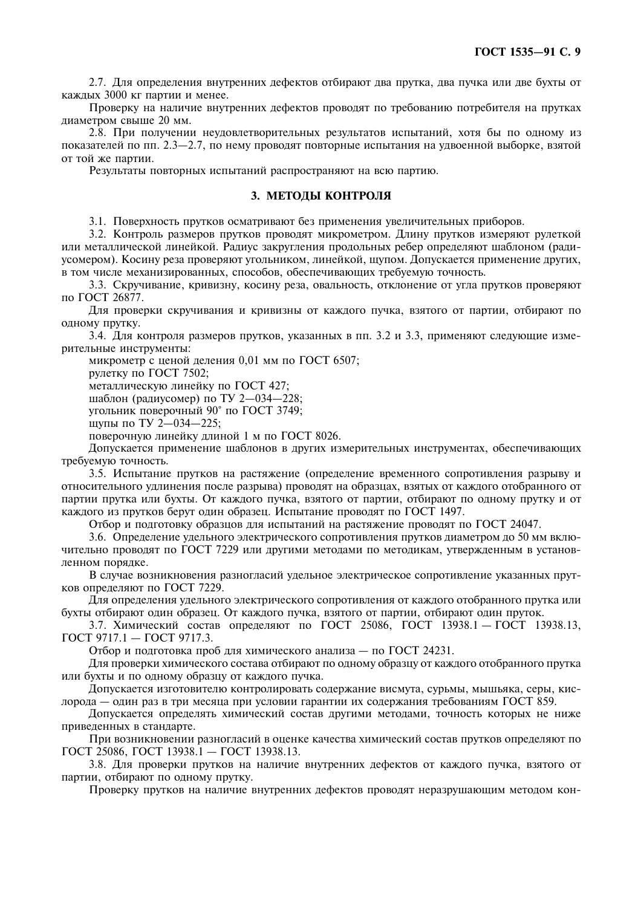2.7. Для определения внутренних дефектов отбирают два прутка, два пучка или две бухты от каждых 3000 кг партии и менее.

Проверку на наличие внутренних дефектов проводят по требованию потребителя на прутках диаметром свыше 20 мм.

2.8. При получении неудовлетворительных результатов испытаний, хотя бы по одному из показателей по пп. 2.3—2.7, по нему проводят повторные испытания на удвоенной выборке, взятой от той же партии.

Результаты повторных испытаний распространяют на всю партию.

## 3. МЕТОДЫ КОНТРОЛЯ

3.1. Поверхность прутков осматривают без применения увеличительных приборов.

3.2. Контроль размеров прутков проводят микрометром. Длину прутков измеряют рулеткой или металлической линейкой. Радиус закругления продольных ребер определяют шаблоном (радиусомером). Косину реза проверяют угольником, линейкой, щупом. Допускается применение других, в том числе механизированных, способов, обеспечивающих требуемую точность.

3.3. Скручивание, кривизну, косину реза, овальность, отклонение от угла прутков проверяют по ГОСТ 26877.

Для проверки скручивания и кривизны от каждого пучка, взятого от партии, отбирают по одному прутку.

3.4. Для контроля размеров прутков, указанных в пп. 3.2 и 3.3, применяют следующие измерительные инструменты:

микрометр с ценой деления 0,01 мм по ГОСТ 6507;

рулетку по ГОСТ 7502;

металлическую линейку по ГОСТ 427;

шаблон (радиусомер) по ТУ 2—034—228;

угольник поверочный 90° по ГОСТ 3749;

щупы по ТУ 2—034—225;

поверочную линейку длиной 1 м по ГОСТ 8026.

Допускается применение шаблонов в других измерительных инструментах, обеспечивающих требуемую точность.

3.5. Испытание прутков на растяжение (определение временного сопротивления разрыву и относительного удлинения после разрыва) проводят на образцах, взятых от каждого отобранного от партии прутка или бухты. От каждого пучка, взятого от партии, отбирают по одному прутку и от каждого из прутков берут один образец. Испытание проводят по ГОСТ 1497.

Отбор и подготовку образцов для испытаний на растяжение проводят по ГОСТ 24047.

3.6. Определение удельного электрического сопротивления прутков диаметром до 50 мм включительно проводят по ГОСТ 7229 или другими методами по методикам, утвержденным в установленном порядке.

В случае возникновения разногласий удельное электрическое сопротивление указанных прутков определяют по ГОСТ 7229.

Для определения удельного электрического сопротивления от каждого отобранного прутка или бухты отбирают один образец. От каждого пучка, взятого от партии, отбирают один пруток.

3.7. Химический состав определяют по ГОСТ 25086, ГОСТ 13938.1 — ГОСТ 13938.13, ГОСТ 9717.1 — ГОСТ 9717.3.

Отбор и подготовка проб для химического анализа — по ГОСТ 24231.

Для проверки химического состава отбирают по одному образцу от каждого отобранного прутка или бухты и по одному образцу от каждого пучка.

Допускается изготовителю контролировать содержание висмута, сурьмы, мышьяка, серы, кислорода — один раз в три месяца при условии гарантии их содержания требованиям ГОСТ 859.

Допускается определять химический состав другими методами, точность которых не ниже приведенных в стандарте.

При возникновении разногласий в оценке качества химический состав прутков определяют по ГОСТ 25086, ГОСТ 13938.1 — ГОСТ 13938.13.

3.8. Для проверки прутков на наличие внутренних дефектов от каждого пучка, взятого от партии, отбирают по одному прутку.

Проверку прутков на наличие внутренних дефектов проводят неразрушающим методом кон-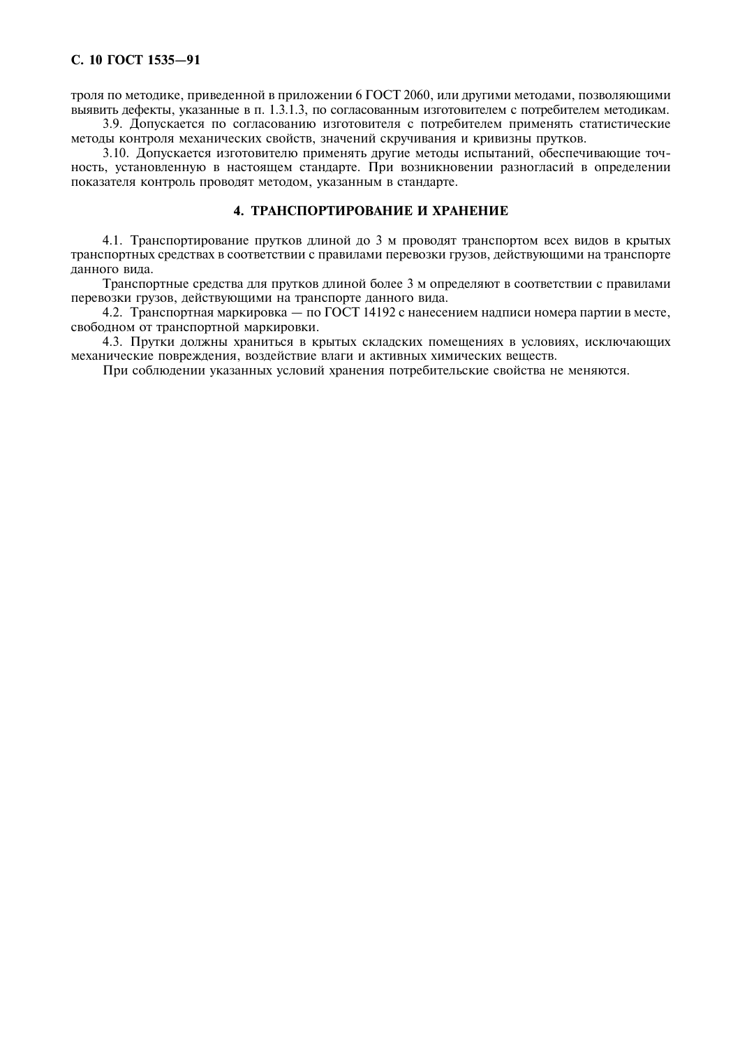троля по методике, приведенной в приложении 6 ГОСТ 2060, или другими методами, позволяющими выявить дефекты, указанные в п. 1.3.1.3, по согласованным изготовителем с потребителем методикам.

3.9. Допускается по согласованию изготовителя с потребителем применять статистические методы контроля механических свойств, значений скручивания и кривизны прутков.

3.10. Допускается изготовителю применять другие методы испытаний, обеспечивающие точность, установленную в настоящем стандарте. При возникновении разногласий в определении показателя контроль проводят методом, указанным в стандарте.

## 4. ТРАНСПОРТИРОВАНИЕ И ХРАНЕНИЕ

4.1. Транспортирование прутков длиной до 3 м проводят транспортом всех видов в крытых транспортных средствах в соответствии с правилами перевозки грузов, действующими на транспорте данного вида.

Транспортные средства для прутков длиной более 3 м определяют в соответствии с правилами перевозки грузов, действующими на транспорте данного вида.

4.2. Транспортная маркировка — по ГОСТ 14192 с нанесением надписи номера партии в месте, свободном от транспортной маркировки.

4.3. Прутки должны храниться в крытых складских помещениях в условиях, исключающих механические повреждения, воздействие влаги и активных химических веществ.

При соблюдении указанных условий хранения потребительские свойства не меняются.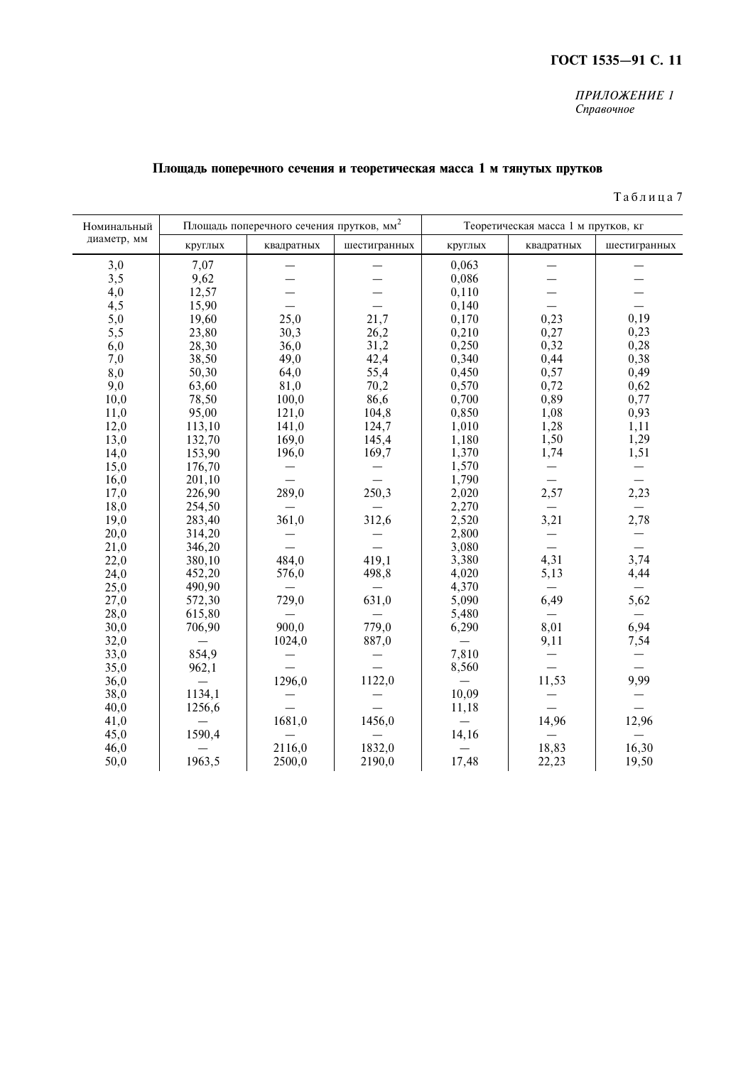*ПРИЛОЖЕНИЕ 1*
*Справочное*

## Площадь поперечного сечения и теоретическая масса 1 м тянутых прутков

Таблица 7

| Номинальный диаметр, мм | Площадь поперечного сечения прутков, мм$^2$ | | | Теоретическая масса 1 м прутков, кг | | |
|---|---|---|---|---|---|---|
| | круглых | квадратных | шестигранных | круглых | квадратных | шестигранных |
| 3,0 | 7,07 | — | — | 0,063 | — | — |
| 3,5 | 9,62 | — | — | 0,086 | — | — |
| 4,0 | 12,57 | — | — | 0,110 | — | — |
| 4,5 | 15,90 | — | — | 0,140 | — | — |
| 5,0 | 19,60 | 25,0 | 21,7 | 0,170 | 0,23 | 0,19 |
| 5,5 | 23,80 | 30,3 | 26,2 | 0,210 | 0,27 | 0,23 |
| 6,0 | 28,30 | 36,0 | 31,2 | 0,250 | 0,32 | 0,28 |
| 7,0 | 38,50 | 49,0 | 42,4 | 0,340 | 0,44 | 0,38 |
| 8,0 | 50,30 | 64,0 | 55,4 | 0,450 | 0,57 | 0,49 |
| 9,0 | 63,60 | 81,0 | 70,2 | 0,570 | 0,72 | 0,62 |
| 10,0 | 78,50 | 100,0 | 86,6 | 0,700 | 0,89 | 0,77 |
| 11,0 | 95,00 | 121,0 | 104,8 | 0,850 | 1,08 | 0,93 |
| 12,0 | 113,10 | 141,0 | 124,7 | 1,010 | 1,28 | 1,11 |
| 13,0 | 132,70 | 169,0 | 145,4 | 1,180 | 1,50 | 1,29 |
| 14,0 | 153,90 | 196,0 | 169,7 | 1,370 | 1,74 | 1,51 |
| 15,0 | 176,70 | — | — | 1,570 | — | — |
| 16,0 | 201,10 | — | — | 1,790 | — | — |
| 17,0 | 226,90 | 289,0 | 250,3 | 2,020 | 2,57 | 2,23 |
| 18,0 | 254,50 | — | — | 2,270 | — | — |
| 19,0 | 283,40 | 361,0 | 312,6 | 2,520 | 3,21 | 2,78 |
| 20,0 | 314,20 | — | — | 2,800 | — | — |
| 21,0 | 346,20 | — | — | 3,080 | — | — |
| 22,0 | 380,10 | 484,0 | 419,1 | 3,380 | 4,31 | 3,74 |
| 24,0 | 452,20 | 576,0 | 498,8 | 4,020 | 5,13 | 4,44 |
| 25,0 | 490,90 | — | — | 4,370 | — | — |
| 27,0 | 572,30 | 729,0 | 631,0 | 5,090 | 6,49 | 5,62 |
| 28,0 | 615,80 | — | — | 5,480 | — | — |
| 30,0 | 706,90 | 900,0 | 779,0 | 6,290 | 8,01 | 6,94 |
| 32,0 | — | 1024,0 | 887,0 | — | 9,11 | 7,54 |
| 33,0 | 854,9 | — | — | 7,810 | — | — |
| 35,0 | 962,1 | — | — | 8,560 | — | — |
| 36,0 | — | 1296,0 | 1122,0 | — | 11,53 | 9,99 |
| 38,0 | 1134,1 | — | — | 10,09 | — | — |
| 40,0 | 1256,6 | — | — | 11,18 | — | — |
| 41,0 | — | 1681,0 | 1456,0 | — | 14,96 | 12,96 |
| 45,0 | 1590,4 | — | — | 14,16 | — | — |
| 46,0 | — | 2116,0 | 1832,0 | — | 18,83 | 16,30 |
| 50,0 | 1963,5 | 2500,0 | 2190,0 | 17,48 | 22,23 | 19,50 |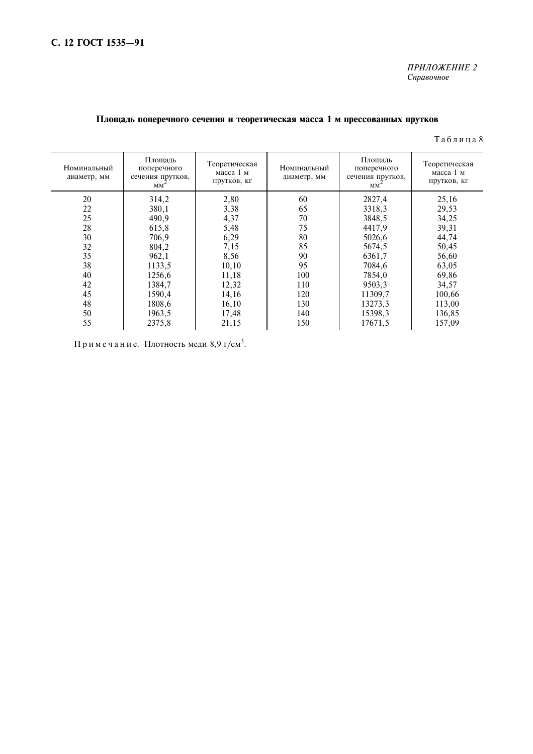*ПРИЛОЖЕНИЕ 2*
*Справочное*

## Площадь поперечного сечения и теоретическая масса 1 м прессованных прутков

Таблица 8

| Номинальный диаметр, мм | Площадь поперечного сечения прутков, мм$^2$ | Теоретическая масса 1 м прутков, кг | Номинальный диаметр, мм | Площадь поперечного сечения прутков, мм$^2$ | Теоретическая масса 1 м прутков, кг |
|---|---|---|---|---|---|
| 20 | 314,2 | 2,80 | 60 | 2827,4 | 25,16 |
| 22 | 380,1 | 3,38 | 65 | 3318,3 | 29,53 |
| 25 | 490,9 | 4,37 | 70 | 3848,5 | 34,25 |
| 28 | 615,8 | 5,48 | 75 | 4417,9 | 39,31 |
| 30 | 706,9 | 6,29 | 80 | 5026,6 | 44,74 |
| 32 | 804,2 | 7,15 | 85 | 5674,5 | 50,45 |
| 35 | 962,1 | 8,56 | 90 | 6361,7 | 56,60 |
| 38 | 1133,5 | 10,10 | 95 | 7084,6 | 63,05 |
| 40 | 1256,6 | 11,18 | 100 | 7854,0 | 69,86 |
| 42 | 1384,7 | 12,32 | 110 | 9503,3 | 34,57 |
| 45 | 1590,4 | 14,16 | 120 | 11309,7 | 100,66 |
| 48 | 1808,6 | 16,10 | 130 | 13273,3 | 113,00 |
| 50 | 1963,5 | 17,48 | 140 | 15398,3 | 136,85 |
| 55 | 2375,8 | 21,15 | 150 | 17671,5 | 157,09 |

Примечание. Плотность меди 8,9 г/см$^3$.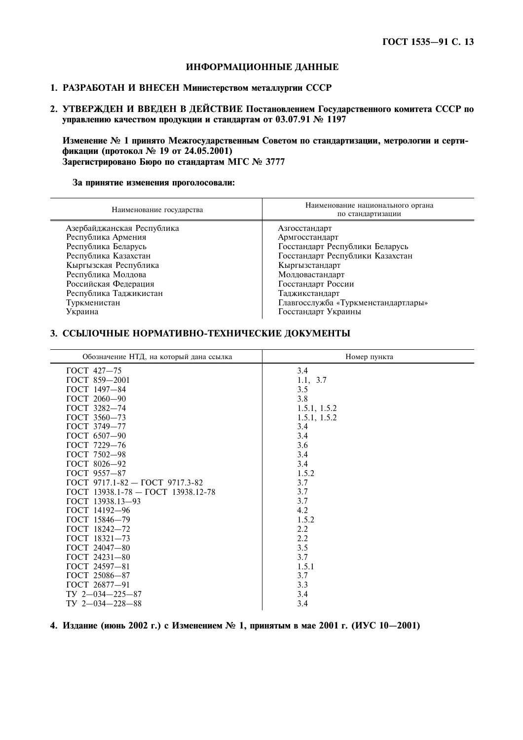## ИНФОРМАЦИОННЫЕ ДАННЫЕ

**1. РАЗРАБОТАН И ВНЕСЕН Министерством металлургии СССР**

**2. УТВЕРЖДЕН И ВВЕДЕН В ДЕЙСТВИЕ Постановлением Государственного комитета СССР по управлению качеством продукции и стандартам от 03.07.91 № 1197**

**Изменение № 1 принято Межгосударственным Советом по стандартизации, метрологии и сертификации (протокол № 19 от 24.05.2001)**
**Зарегистрировано Бюро по стандартам МГС № 3777**

**За принятие изменения проголосовали:**

| Наименование государства | Наименование национального органа по стандартизации |
|---|---|
| Азербайджанская Республика | Азгосстандарт |
| Республика Армения | Армгосстандарт |
| Республика Беларусь | Госстандарт Республики Беларусь |
| Республика Казахстан | Госстандарт Республики Казахстан |
| Кыргызская Республика | Кыргызстандарт |
| Республика Молдова | Молдовастандарт |
| Российская Федерация | Госстандарт России |
| Республика Таджикистан | Таджикстандарт |
| Туркменистан | Главгосслужба «Туркменстандартлары» |
| Украина | Госстандарт Украины |

**3. ССЫЛОЧНЫЕ НОРМАТИВНО-ТЕХНИЧЕСКИЕ ДОКУМЕНТЫ**

| Обозначение НТД, на который дана ссылка | Номер пункта |
|---|---|
| ГОСТ 427—75 | 3.4 |
| ГОСТ 859—2001 | 1.1, 3.7 |
| ГОСТ 1497—84 | 3.5 |
| ГОСТ 2060—90 | 3.8 |
| ГОСТ 3282—74 | 1.5.1, 1.5.2 |
| ГОСТ 3560—73 | 1.5.1, 1.5.2 |
| ГОСТ 3749—77 | 3.4 |
| ГОСТ 6507—90 | 3.4 |
| ГОСТ 7229—76 | 3.6 |
| ГОСТ 7502—98 | 3.4 |
| ГОСТ 8026—92 | 3.4 |
| ГОСТ 9557—87 | 1.5.2 |
| ГОСТ 9717.1-82 — ГОСТ 9717.3-82 | 3.7 |
| ГОСТ 13938.1-78 — ГОСТ 13938.12-78 | 3.7 |
| ГОСТ 13938.13—93 | 3.7 |
| ГОСТ 14192—96 | 4.2 |
| ГОСТ 15846—79 | 1.5.2 |
| ГОСТ 18242—72 | 2.2 |
| ГОСТ 18321—73 | 2.2 |
| ГОСТ 24047—80 | 3.5 |
| ГОСТ 24231—80 | 3.7 |
| ГОСТ 24597—81 | 1.5.1 |
| ГОСТ 25086—87 | 3.7 |
| ГОСТ 26877—91 | 3.3 |
| ТУ 2—034—225—87 | 3.4 |
| ТУ 2—034—228—88 | 3.4 |

**4. Издание (июнь 2002 г.) с Изменением № 1, принятым в мае 2001 г. (ИУС 10—2001)**